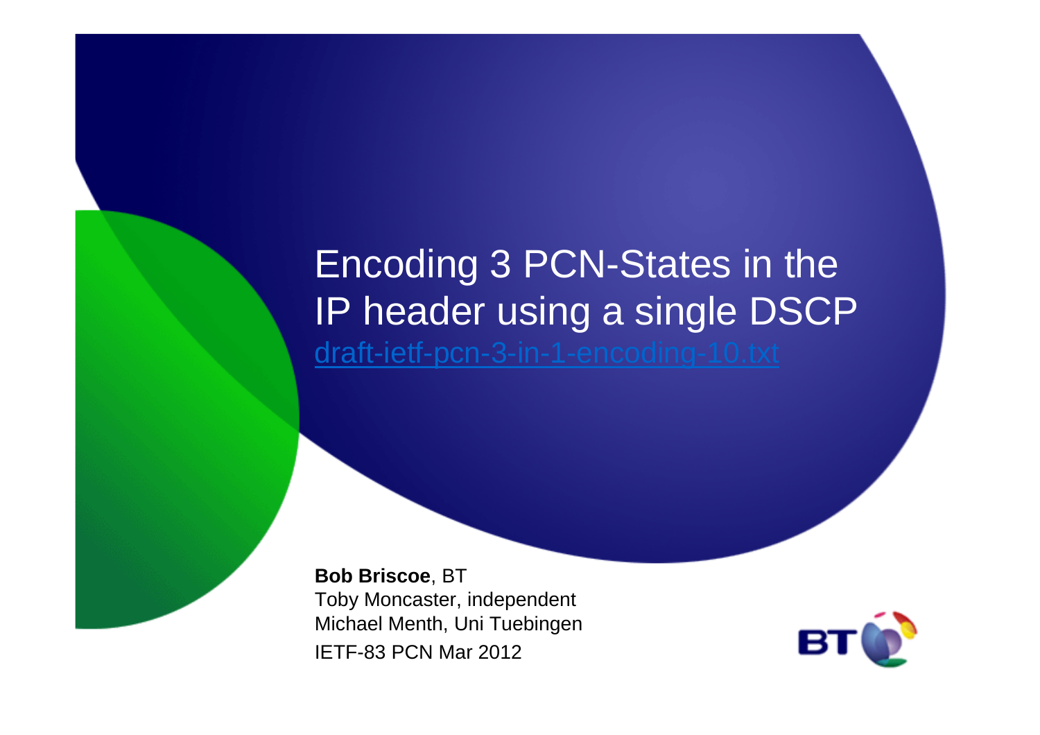# Encoding 3 PCN-States in the IP header using a single DSCP

draft-ietf-pcn-3-in-1-encoding-10.txt

**Bob Briscoe**, BT
Toby Moncaster, independent
Michael Menth, Uni Tuebingen
IETF-83 PCN Mar 2012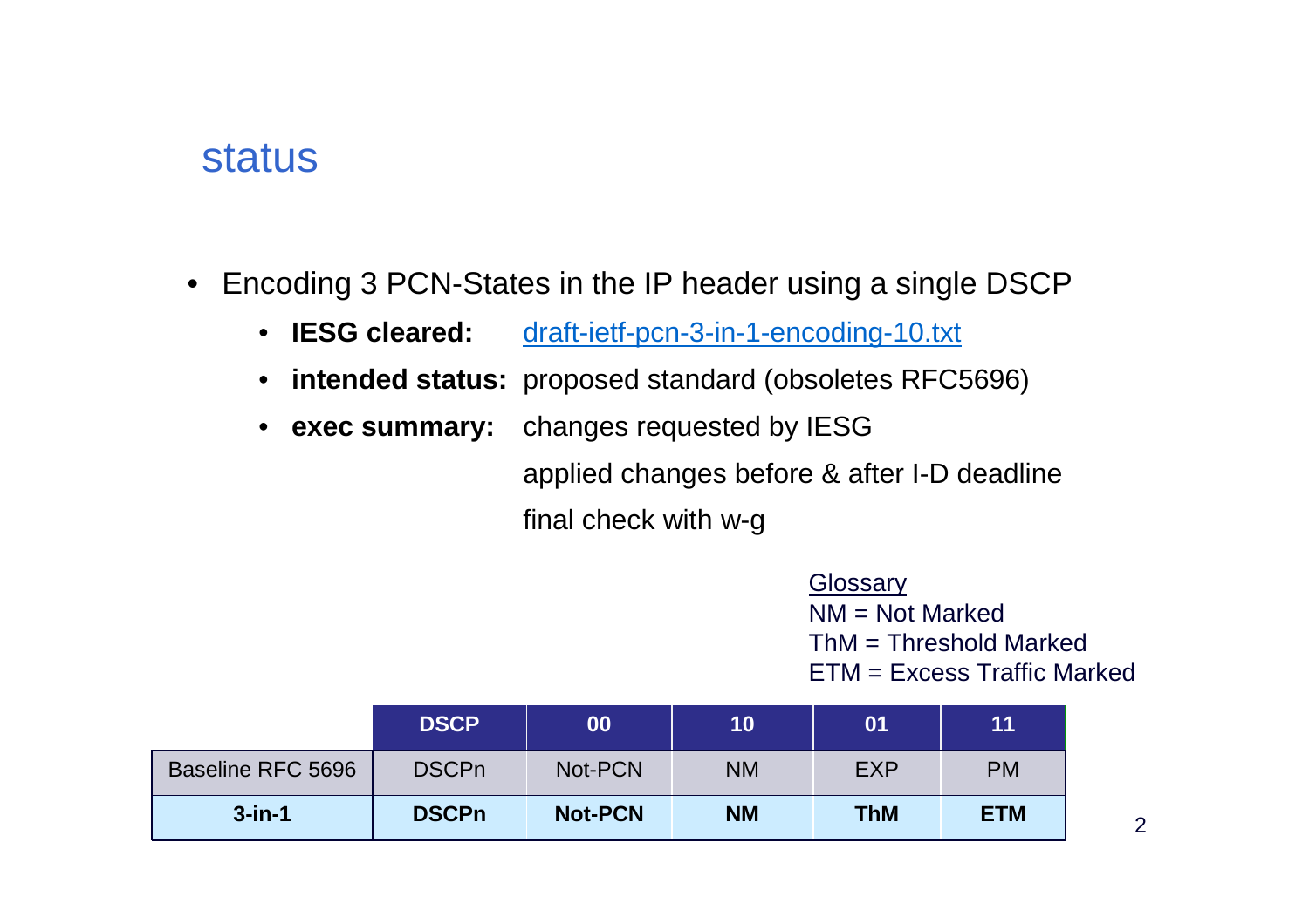# status

- Encoding 3 PCN-States in the IP header using a single DSCP
  - **IESG cleared:** [draft-ietf-pcn-3-in-1-encoding-10.txt]
  - **intended status:** proposed standard (obsoletes RFC5696)
  - **exec summary:** changes requested by IESG
    applied changes before & after I-D deadline
    final check with w-g

Glossary
NM = Not Marked
ThM = Threshold Marked
ETM = Excess Traffic Marked

| | DSCP | 00 | 10 | 01 | 11 |
|---|---|---|---|---|---|
| Baseline RFC 5696 | DSCPn | Not-PCN | NM | EXP | PM |
| **3-in-1** | **DSCPn** | **Not-PCN** | **NM** | **ThM** | **ETM** |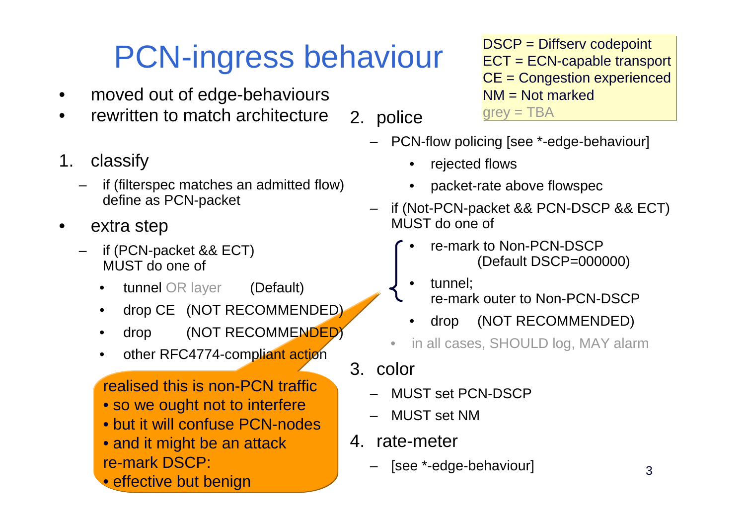# PCN-ingress behaviour

DSCP = Diffserv codepoint
ECT = ECN-capable transport
CE = Congestion experienced
NM = Not marked
grey = TBA

- moved out of edge-behaviours
- rewritten to match architecture

1. classify
   - if (filterspec matches an admitted flow) define as PCN-packet

- extra step
  - if (PCN-packet && ECT) MUST do one of
    - tunnel OR layer (Default)
    - drop CE (NOT RECOMMENDED)
    - drop (NOT RECOMMENDED)
    - other RFC4774-compliant action

realised this is non-PCN traffic
- so we ought not to interfere
- but it will confuse PCN-nodes
- and it might be an attack

re-mark DSCP:
- effective but benign

2. police
   - PCN-flow policing [see *-edge-behaviour]
     - rejected flows
     - packet-rate above flowspec
   - if (Not-PCN-packet && PCN-DSCP && ECT) MUST do one of
     - re-mark to Non-PCN-DSCP (Default DSCP=000000)
     - tunnel; re-mark outer to Non-PCN-DSCP
     - drop (NOT RECOMMENDED)
   - in all cases, SHOULD log, MAY alarm
3. color
   - MUST set PCN-DSCP
   - MUST set NM
4. rate-meter
   - [see *-edge-behaviour]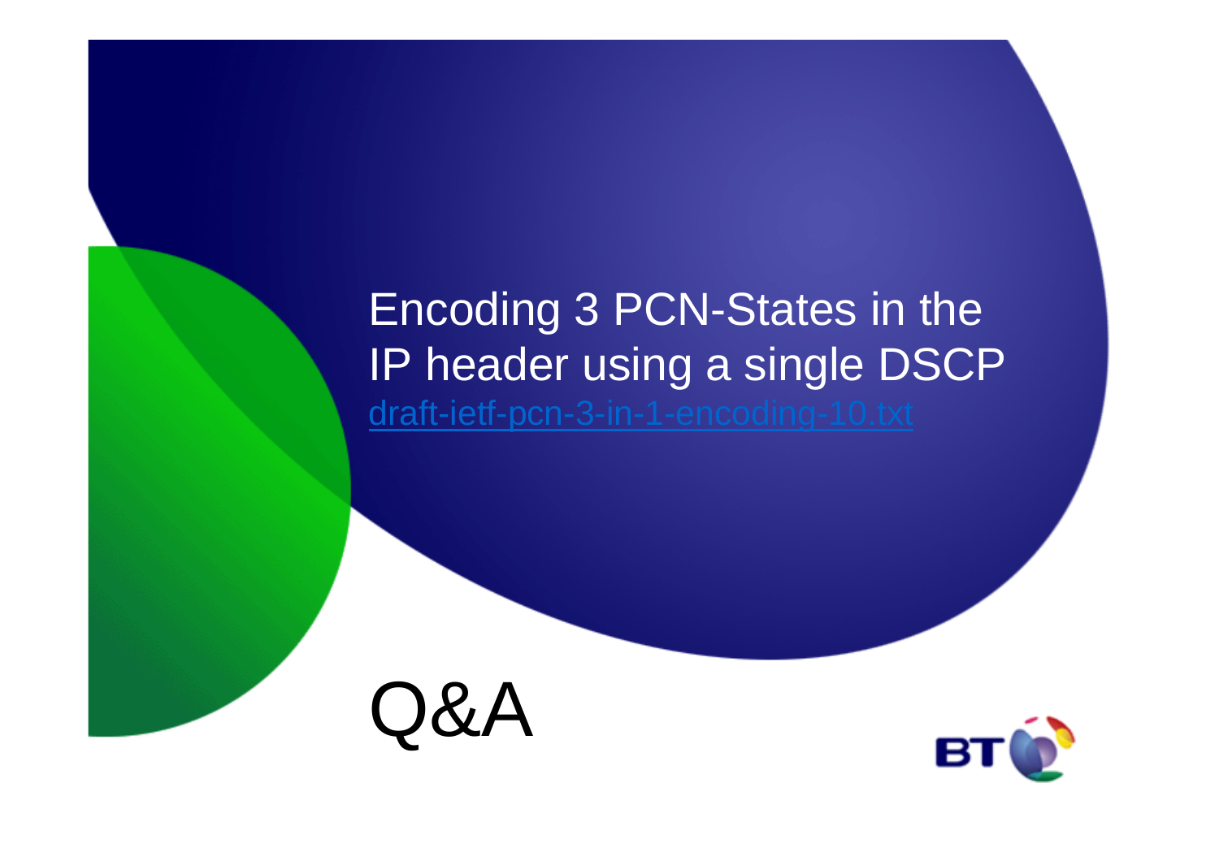# Encoding 3 PCN-States in the IP header using a single DSCP

draft-ietf-pcn-3-in-1-encoding-10.txt

Q&A